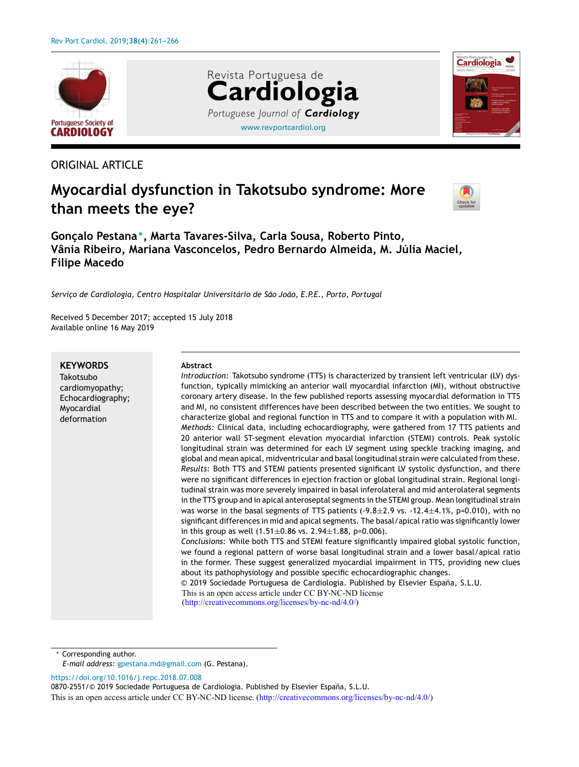ORIGINAL ARTICLE

# Myocardial dysfunction in Takotsubo syndrome: More than meets the eye?

**Gonçalo Pestana***, **Marta Tavares-Silva, Carla Sousa, Roberto Pinto, Vânia Ribeiro, Mariana Vasconcelos, Pedro Bernardo Almeida, M. Júlia Maciel, Filipe Macedo**

*Serviço de Cardiologia, Centro Hospitalar Universitário de São João, E.P.E., Porto, Portugal*

Received 5 December 2017; accepted 15 July 2018
Available online 16 May 2019

**KEYWORDS**
Takotsubo cardiomyopathy;
Echocardiography;
Myocardial deformation

**Abstract**

*Introduction:* Takotsubo syndrome (TTS) is characterized by transient left ventricular (LV) dysfunction, typically mimicking an anterior wall myocardial infarction (MI), without obstructive coronary artery disease. In the few published reports assessing myocardial deformation in TTS and MI, no consistent differences have been described between the two entities. We sought to characterize global and regional function in TTS and to compare it with a population with MI.

*Methods:* Clinical data, including echocardiography, were gathered from 17 TTS patients and 20 anterior wall ST-segment elevation myocardial infarction (STEMI) controls. Peak systolic longitudinal strain was determined for each LV segment using speckle tracking imaging, and global and mean apical, midventricular and basal longitudinal strain were calculated from these.

*Results:* Both TTS and STEMI patients presented significant LV systolic dysfunction, and there were no significant differences in ejection fraction or global longitudinal strain. Regional longitudinal strain was more severely impaired in basal inferolateral and mid anterolateral segments in the TTS group and in apical anteroseptal segments in the STEMI group. Mean longitudinal strain was worse in the basal segments of TTS patients (-9.8±2.9 vs. -12.4±4.1%, p=0.010), with no significant differences in mid and apical segments. The basal/apical ratio was significantly lower in this group as well (1.51±0.86 vs. 2.94±1.88, p=0.006).

*Conclusions:* While both TTS and STEMI feature significantly impaired global systolic function, we found a regional pattern of worse basal longitudinal strain and a lower basal/apical ratio in the former. These suggest generalized myocardial impairment in TTS, providing new clues about its pathophysiology and possible specific echocardiographic changes.

© 2019 Sociedade Portuguesa de Cardiologia. Published by Elsevier España, S.L.U.
This is an open access article under CC BY-NC-ND license (http://creativecommons.org/licenses/by-nc-nd/4.0/)

\* Corresponding author.
*E-mail address:* gpestana.md@gmail.com (G. Pestana).

https://doi.org/10.1016/j.repc.2018.07.008
0870-2551/© 2019 Sociedade Portuguesa de Cardiologia. Published by Elsevier España, S.L.U.
This is an open access article under CC BY-NC-ND license. (http://creativecommons.org/licenses/by-nc-nd/4.0/)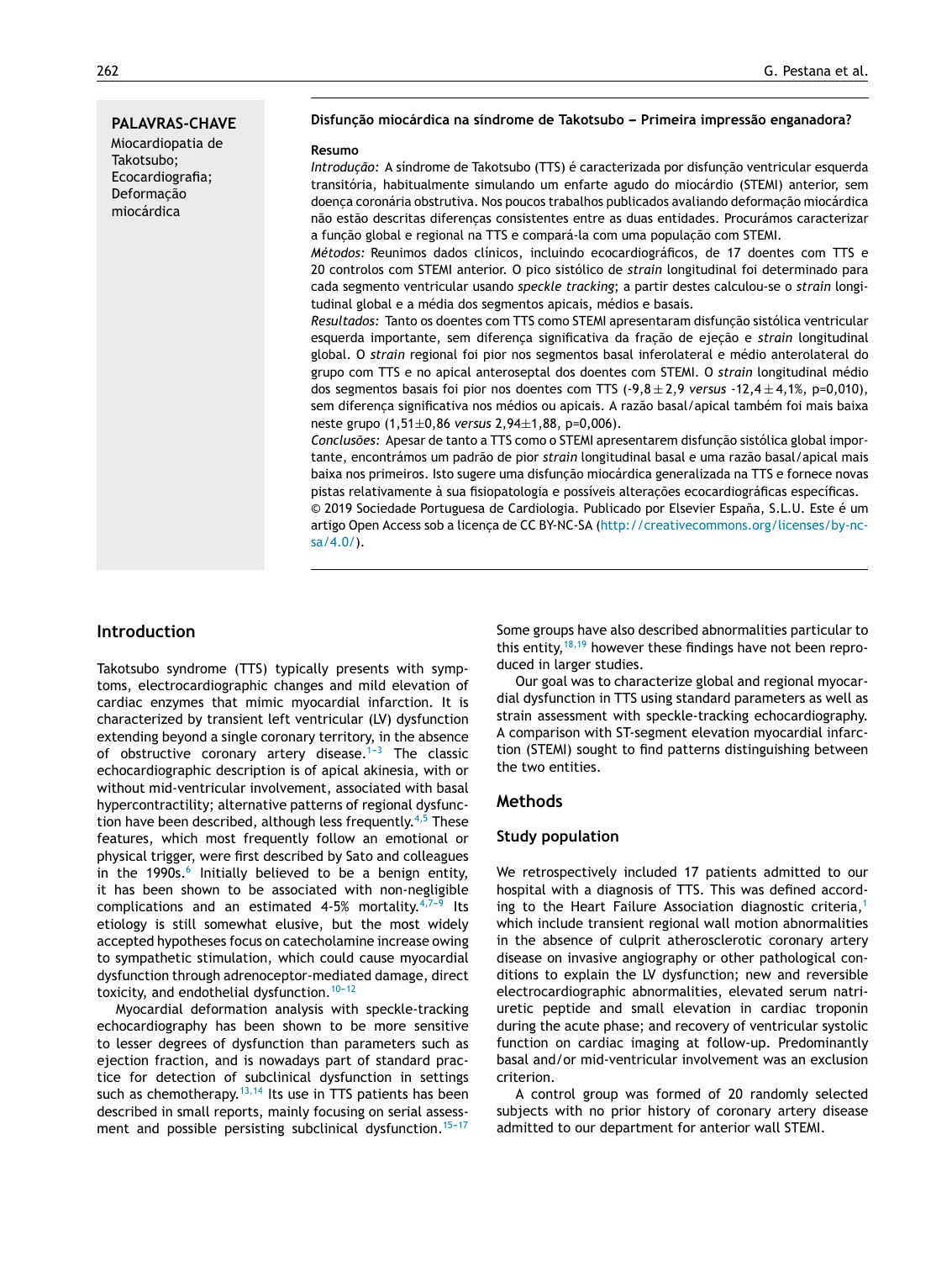**PALAVRAS-CHAVE**

Miocardiopatia de Takotsubo;
Ecocardiografia;
Deformação miocárdica

**Disfunção miocárdica na síndrome de Takotsubo – Primeira impressão enganadora?**

**Resumo**

*Introdução:* A síndrome de Takotsubo (TTS) é caracterizada por disfunção ventricular esquerda transitória, habitualmente simulando um enfarte agudo do miocárdio (STEMI) anterior, sem doença coronária obstrutiva. Nos poucos trabalhos publicados avaliando deformação miocárdica não estão descritas diferenças consistentes entre as duas entidades. Procurámos caracterizar a função global e regional na TTS e compará-la com uma população com STEMI.

*Métodos:* Reunimos dados clínicos, incluindo ecocardiográficos, de 17 doentes com TTS e 20 controlos com STEMI anterior. O pico sistólico de *strain* longitudinal foi determinado para cada segmento ventricular usando *speckle tracking*; a partir destes calculou-se o *strain* longitudinal global e a média dos segmentos apicais, médios e basais.

*Resultados:* Tanto os doentes com TTS como STEMI apresentaram disfunção sistólica ventricular esquerda importante, sem diferença significativa da fração de ejeção e *strain* longitudinal global. O *strain* regional foi pior nos segmentos basal inferolateral e médio anterolateral do grupo com TTS e no apical anteroseptal dos doentes com STEMI. O *strain* longitudinal médio dos segmentos basais foi pior nos doentes com TTS (-9,8 ± 2,9 *versus* -12,4 ± 4,1%, p=0,010), sem diferença significativa nos médios ou apicais. A razão basal/apical também foi mais baixa neste grupo (1,51±0,86 *versus* 2,94±1,88, p=0,006).

*Conclusões:* Apesar de tanto a TTS como o STEMI apresentarem disfunção sistólica global importante, encontrámos um padrão de pior *strain* longitudinal basal e uma razão basal/apical mais baixa nos primeiros. Isto sugere uma disfunção miocárdica generalizada na TTS e fornece novas pistas relativamente à sua fisiopatologia e possíveis alterações ecocardiográficas específicas.

© 2019 Sociedade Portuguesa de Cardiologia. Publicado por Elsevier España, S.L.U. Este é um artigo Open Access sob a licença de CC BY-NC-SA (http://creativecommons.org/licenses/by-nc-sa/4.0/).

## Introduction

Takotsubo syndrome (TTS) typically presents with symptoms, electrocardiographic changes and mild elevation of cardiac enzymes that mimic myocardial infarction. It is characterized by transient left ventricular (LV) dysfunction extending beyond a single coronary territory, in the absence of obstructive coronary artery disease.[1–3] The classic echocardiographic description is of apical akinesia, with or without mid-ventricular involvement, associated with basal hypercontractility; alternative patterns of regional dysfunction have been described, although less frequently.[4,5] These features, which most frequently follow an emotional or physical trigger, were first described by Sato and colleagues in the 1990s.[6] Initially believed to be a benign entity, it has been shown to be associated with non-negligible complications and an estimated 4-5% mortality.[4,7–9] Its etiology is still somewhat elusive, but the most widely accepted hypotheses focus on catecholamine increase owing to sympathetic stimulation, which could cause myocardial dysfunction through adrenoceptor-mediated damage, direct toxicity, and endothelial dysfunction.[10–12]

Myocardial deformation analysis with speckle-tracking echocardiography has been shown to be more sensitive to lesser degrees of dysfunction than parameters such as ejection fraction, and is nowadays part of standard practice for detection of subclinical dysfunction in settings such as chemotherapy.[13,14] Its use in TTS patients has been described in small reports, mainly focusing on serial assessment and possible persisting subclinical dysfunction.[15–17] Some groups have also described abnormalities particular to this entity,[18,19] however these findings have not been reproduced in larger studies.

Our goal was to characterize global and regional myocardial dysfunction in TTS using standard parameters as well as strain assessment with speckle-tracking echocardiography. A comparison with ST-segment elevation myocardial infarction (STEMI) sought to find patterns distinguishing between the two entities.

## Methods

### Study population

We retrospectively included 17 patients admitted to our hospital with a diagnosis of TTS. This was defined according to the Heart Failure Association diagnostic criteria,[1] which include transient regional wall motion abnormalities in the absence of culprit atherosclerotic coronary artery disease on invasive angiography or other pathological conditions to explain the LV dysfunction; new and reversible electrocardiographic abnormalities, elevated serum natriuretic peptide and small elevation in cardiac troponin during the acute phase; and recovery of ventricular systolic function on cardiac imaging at follow-up. Predominantly basal and/or mid-ventricular involvement was an exclusion criterion.

A control group was formed of 20 randomly selected subjects with no prior history of coronary artery disease admitted to our department for anterior wall STEMI.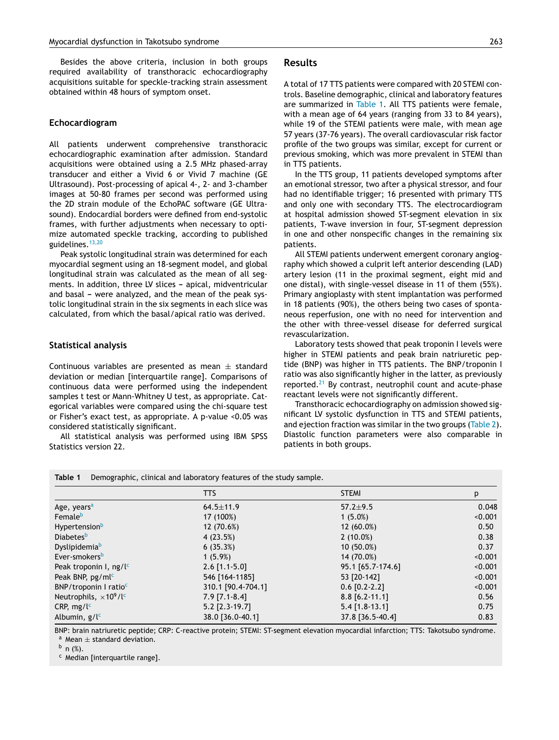Besides the above criteria, inclusion in both groups required availability of transthoracic echocardiography acquisitions suitable for speckle-tracking strain assessment obtained within 48 hours of symptom onset.

### Echocardiogram

All patients underwent comprehensive transthoracic echocardiographic examination after admission. Standard acquisitions were obtained using a 2.5 MHz phased-array transducer and either a Vivid 6 or Vivid 7 machine (GE Ultrasound). Post-processing of apical 4-, 2- and 3-chamber images at 50-80 frames per second was performed using the 2D strain module of the EchoPAC software (GE Ultrasound). Endocardial borders were defined from end-systolic frames, with further adjustments when necessary to optimize automated speckle tracking, according to published guidelines.[13,20]

Peak systolic longitudinal strain was determined for each myocardial segment using an 18-segment model, and global longitudinal strain was calculated as the mean of all segments. In addition, three LV slices – apical, midventricular and basal – were analyzed, and the mean of the peak systolic longitudinal strain in the six segments in each slice was calculated, from which the basal/apical ratio was derived.

### Statistical analysis

Continuous variables are presented as mean ± standard deviation or median [interquartile range]. Comparisons of continuous data were performed using the independent samples t test or Mann-Whitney U test, as appropriate. Categorical variables were compared using the chi-square test or Fisher's exact test, as appropriate. A p-value <0.05 was considered statistically significant.

All statistical analysis was performed using IBM SPSS Statistics version 22.

## Results

A total of 17 TTS patients were compared with 20 STEMI controls. Baseline demographic, clinical and laboratory features are summarized in Table 1. All TTS patients were female, with a mean age of 64 years (ranging from 33 to 84 years), while 19 of the STEMI patients were male, with mean age 57 years (37-76 years). The overall cardiovascular risk factor profile of the two groups was similar, except for current or previous smoking, which was more prevalent in STEMI than in TTS patients.

In the TTS group, 11 patients developed symptoms after an emotional stressor, two after a physical stressor, and four had no identifiable trigger; 16 presented with primary TTS and only one with secondary TTS. The electrocardiogram at hospital admission showed ST-segment elevation in six patients, T-wave inversion in four, ST-segment depression in one and other nonspecific changes in the remaining six patients.

All STEMI patients underwent emergent coronary angiography which showed a culprit left anterior descending (LAD) artery lesion (11 in the proximal segment, eight mid and one distal), with single-vessel disease in 11 of them (55%). Primary angioplasty with stent implantation was performed in 18 patients (90%), the others being two cases of spontaneous reperfusion, one with no need for intervention and the other with three-vessel disease for deferred surgical revascularization.

Laboratory tests showed that peak troponin I levels were higher in STEMI patients and peak brain natriuretic peptide (BNP) was higher in TTS patients. The BNP/troponin I ratio was also significantly higher in the latter, as previously reported.[21] By contrast, neutrophil count and acute-phase reactant levels were not significantly different.

Transthoracic echocardiography on admission showed significant LV systolic dysfunction in TTS and STEMI patients, and ejection fraction was similar in the two groups (Table 2). Diastolic function parameters were also comparable in patients in both groups.

**Table 1** Demographic, clinical and laboratory features of the study sample.

| | TTS | STEMI | p |
|---|---|---|---|
| Age, years[a] | 64.5±11.9 | 57.2±9.5 | 0.048 |
| Female[b] | 17 (100%) | 1 (5.0%) | <0.001 |
| Hypertension[b] | 12 (70.6%) | 12 (60.0%) | 0.50 |
| Diabetes[b] | 4 (23.5%) | 2 (10.0%) | 0.38 |
| Dyslipidemia[b] | 6 (35.3%) | 10 (50.0%) | 0.37 |
| Ever-smokers[b] | 1 (5.9%) | 14 (70.0%) | <0.001 |
| Peak troponin I, ng/l[c] | 2.6 [1.1-5.0] | 95.1 [65.7-174.6] | <0.001 |
| Peak BNP, pg/ml[c] | 546 [164-1185] | 53 [20-142] | <0.001 |
| BNP/troponin I ratio[c] | 310.1 [90.4-704.1] | 0.6 [0.2-2.2] | <0.001 |
| Neutrophils, $\times 10^9$/l[c] | 7.9 [7.1-8.4] | 8.8 [6.2-11.1] | 0.56 |
| CRP, mg/l[c] | 5.2 [2.3-19.7] | 5.4 [1.8-13.1] | 0.75 |
| Albumin, g/l[c] | 38.0 [36.0-40.1] | 37.8 [36.5-40.4] | 0.83 |

BNP: brain natriuretic peptide; CRP: C-reactive protein; STEMI: ST-segment elevation myocardial infarction; TTS: Takotsubo syndrome.
[a] Mean ± standard deviation.
[b] n (%).
[c] Median [interquartile range].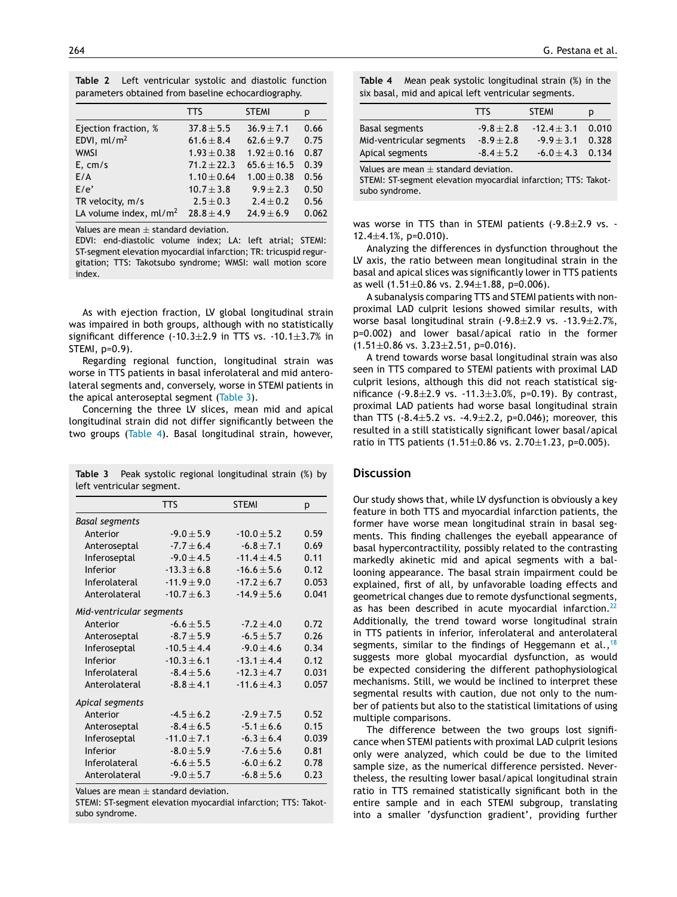**Table 2** Left ventricular systolic and diastolic function parameters obtained from baseline echocardiography.

| | TTS | STEMI | p |
|---|---|---|---|
| Ejection fraction, % | 37.8 ± 5.5 | 36.9 ± 7.1 | 0.66 |
| EDVI, ml/m$^2$ | 61.6 ± 8.4 | 62.6 ± 9.7 | 0.75 |
| WMSI | 1.93 ± 0.38 | 1.92 ± 0.16 | 0.87 |
| E, cm/s | 71.2 ± 22.3 | 65.6 ± 16.5 | 0.39 |
| E/A | 1.10 ± 0.64 | 1.00 ± 0.38 | 0.56 |
| E/e' | 10.7 ± 3.8 | 9.9 ± 2.3 | 0.50 |
| TR velocity, m/s | 2.5 ± 0.3 | 2.4 ± 0.2 | 0.56 |
| LA volume index, ml/m$^2$ | 28.8 ± 4.9 | 24.9 ± 6.9 | 0.062 |

Values are mean ± standard deviation.
EDVI: end-diastolic volume index; LA: left atrial; STEMI: ST-segment elevation myocardial infarction; TR: tricuspid regurgitation; TTS: Takotsubo syndrome; WMSI: wall motion score index.

As with ejection fraction, LV global longitudinal strain was impaired in both groups, although with no statistically significant difference (-10.3±2.9 in TTS vs. -10.1±3.7% in STEMI, p=0.9).

Regarding regional function, longitudinal strain was worse in TTS patients in basal inferolateral and mid anterolateral segments and, conversely, worse in STEMI patients in the apical anteroseptal segment (Table 3).

Concerning the three LV slices, mean mid and apical longitudinal strain did not differ significantly between the two groups (Table 4). Basal longitudinal strain, however, was worse in TTS than in STEMI patients (-9.8±2.9 vs. -12.4±4.1%, p=0.010).

**Table 3** Peak systolic regional longitudinal strain (%) by left ventricular segment.

| | TTS | STEMI | p |
|---|---|---|---|
| *Basal segments* | | | |
| Anterior | -9.0 ± 5.9 | -10.0 ± 5.2 | 0.59 |
| Anteroseptal | -7.7 ± 6.4 | -6.8 ± 7.1 | 0.69 |
| Inferoseptal | -9.0 ± 4.5 | -11.4 ± 4.5 | 0.11 |
| Inferior | -13.3 ± 6.8 | -16.6 ± 5.6 | 0.12 |
| Inferolateral | -11.9 ± 9.0 | -17.2 ± 6.7 | 0.053 |
| Anterolateral | -10.7 ± 6.3 | -14.9 ± 5.6 | 0.041 |
| *Mid-ventricular segments* | | | |
| Anterior | -6.6 ± 5.5 | -7.2 ± 4.0 | 0.72 |
| Anteroseptal | -8.7 ± 5.9 | -6.5 ± 5.7 | 0.26 |
| Inferoseptal | -10.5 ± 4.4 | -9.0 ± 4.6 | 0.34 |
| Inferior | -10.3 ± 6.1 | -13.1 ± 4.4 | 0.12 |
| Inferolateral | -8.4 ± 5.6 | -12.3 ± 4.7 | 0.031 |
| Anterolateral | -8.8 ± 4.1 | -11.6 ± 4.3 | 0.057 |
| *Apical segments* | | | |
| Anterior | -4.5 ± 6.2 | -2.9 ± 7.5 | 0.52 |
| Anteroseptal | -8.4 ± 6.5 | -5.1 ± 6.6 | 0.15 |
| Inferoseptal | -11.0 ± 7.1 | -6.3 ± 6.4 | 0.039 |
| Inferior | -8.0 ± 5.9 | -7.6 ± 5.6 | 0.81 |
| Inferolateral | -6.6 ± 5.5 | -6.0 ± 6.2 | 0.78 |
| Anterolateral | -9.0 ± 5.7 | -6.8 ± 5.6 | 0.23 |

Values are mean ± standard deviation.
STEMI: ST-segment elevation myocardial infarction; TTS: Takotsubo syndrome.

**Table 4** Mean peak systolic longitudinal strain (%) in the six basal, mid and apical left ventricular segments.

| | TTS | STEMI | p |
|---|---|---|---|
| Basal segments | -9.8 ± 2.8 | -12.4 ± 3.1 | 0.010 |
| Mid-ventricular segments | -8.9 ± 2.8 | -9.9 ± 3.1 | 0.328 |
| Apical segments | -8.4 ± 5.2 | -6.0 ± 4.3 | 0.134 |

Values are mean ± standard deviation.
STEMI: ST-segment elevation myocardial infarction; TTS: Takotsubo syndrome.

Analyzing the differences in dysfunction throughout the LV axis, the ratio between mean longitudinal strain in the basal and apical slices was significantly lower in TTS patients as well (1.51±0.86 vs. 2.94±1.88, p=0.006).

A subanalysis comparing TTS and STEMI patients with non-proximal LAD culprit lesions showed similar results, with worse basal longitudinal strain (-9.8±2.9 vs. -13.9±2.7%, p=0.002) and lower basal/apical ratio in the former (1.51±0.86 vs. 3.23±2.51, p=0.016).

A trend towards worse basal longitudinal strain was also seen in TTS compared to STEMI patients with proximal LAD culprit lesions, although this did not reach statistical significance (-9.8±2.9 vs. -11.3±3.0%, p=0.19). By contrast, proximal LAD patients had worse basal longitudinal strain than TTS (-8.4±5.2 vs. -4.9±2.2, p=0.046); moreover, this resulted in a still statistically significant lower basal/apical ratio in TTS patients (1.51±0.86 vs. 2.70±1.23, p=0.005).

## Discussion

Our study shows that, while LV dysfunction is obviously a key feature in both TTS and myocardial infarction patients, the former have worse mean longitudinal strain in basal segments. This finding challenges the eyeball appearance of basal hypercontractility, possibly related to the contrasting markedly akinetic mid and apical segments with a ballooning appearance. The basal strain impairment could be explained, first of all, by unfavorable loading effects and geometrical changes due to remote dysfunctional segments, as has been described in acute myocardial infarction.[22] Additionally, the trend toward worse longitudinal strain in TTS patients in inferior, inferolateral and anterolateral segments, similar to the findings of Heggemann et al.,[18] suggests more global myocardial dysfunction, as would be expected considering the different pathophysiological mechanisms. Still, we would be inclined to interpret these segmental results with caution, due not only to the number of patients but also to the statistical limitations of using multiple comparisons.

The difference between the two groups lost significance when STEMI patients with proximal LAD culprit lesions only were analyzed, which could be due to the limited sample size, as the numerical difference persisted. Nevertheless, the resulting lower basal/apical longitudinal strain ratio in TTS remained statistically significant both in the entire sample and in each STEMI subgroup, translating into a smaller 'dysfunction gradient', providing further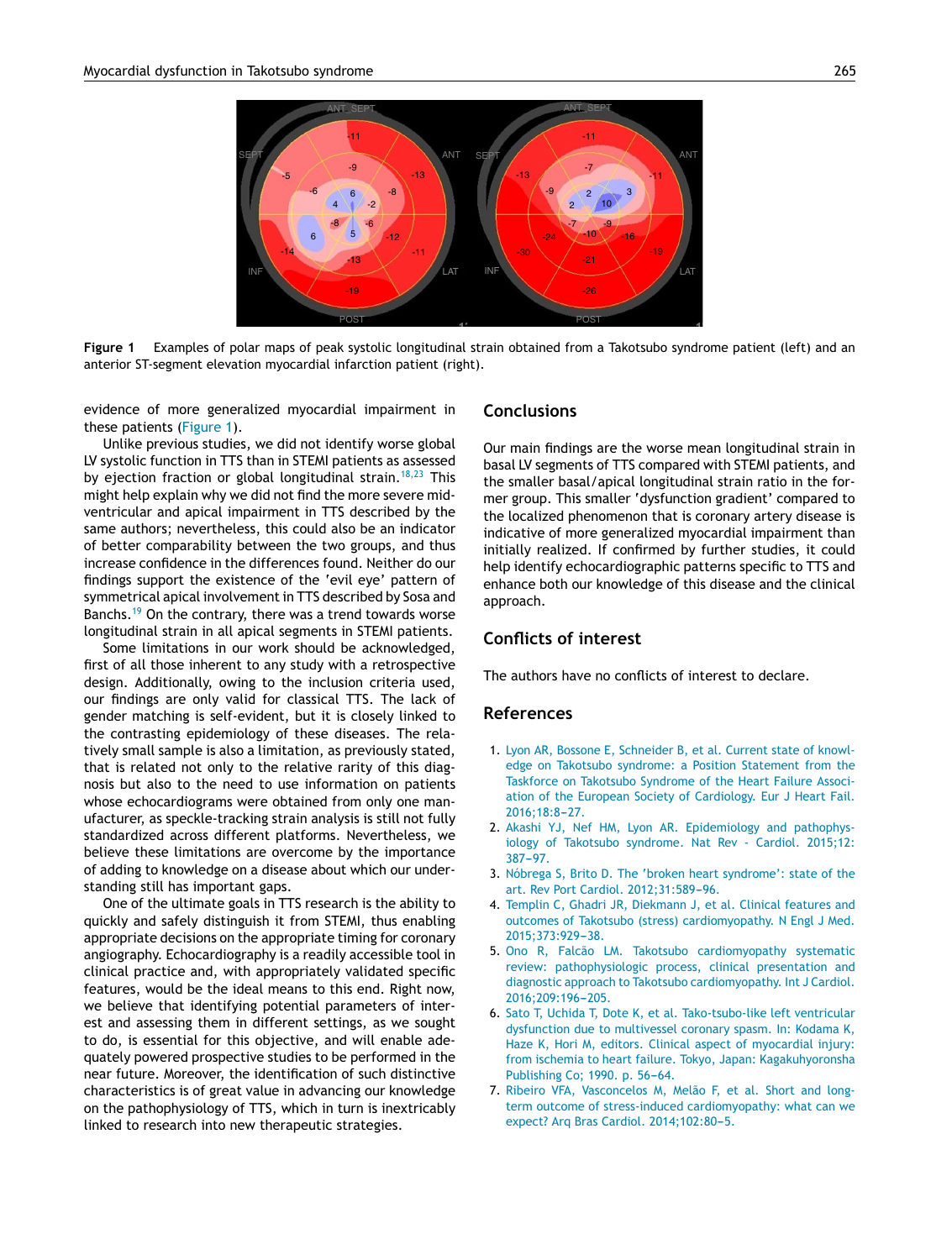ANT_SEPT
SEPT
ANT
INF
LAT
POST
-11
-5
-9
-13
-6
6
-8
4
-2
-8
-6
6
5
-12
-14
-11
-13
-19

ANT_SEPT
SEPT
ANT
INF
LAT
POST
-11
-13
-7
-11
-9
2
3
2
10
-7
-9
-24
-10
-16
-30
-19
-21
-26

Figure 1 Examples of polar maps of peak systolic longitudinal strain obtained from a Takotsubo syndrome patient (left) and an anterior ST-segment elevation myocardial infarction patient (right).

evidence of more generalized myocardial impairment in these patients (Figure 1).

Unlike previous studies, we did not identify worse global LV systolic function in TTS than in STEMI patients as assessed by ejection fraction or global longitudinal strain.[18,23] This might help explain why we did not find the more severe midventricular and apical impairment in TTS described by the same authors; nevertheless, this could also be an indicator of better comparability between the two groups, and thus increase confidence in the differences found. Neither do our findings support the existence of the 'evil eye' pattern of symmetrical apical involvement in TTS described by Sosa and Banchs.[19] On the contrary, there was a trend towards worse longitudinal strain in all apical segments in STEMI patients.

Some limitations in our work should be acknowledged, first of all those inherent to any study with a retrospective design. Additionally, owing to the inclusion criteria used, our findings are only valid for classical TTS. The lack of gender matching is self-evident, but it is closely linked to the contrasting epidemiology of these diseases. The relatively small sample is also a limitation, as previously stated, that is related not only to the relative rarity of this diagnosis but also to the need to use information on patients whose echocardiograms were obtained from only one manufacturer, as speckle-tracking strain analysis is still not fully standardized across different platforms. Nevertheless, we believe these limitations are overcome by the importance of adding to knowledge on a disease about which our understanding still has important gaps.

One of the ultimate goals in TTS research is the ability to quickly and safely distinguish it from STEMI, thus enabling appropriate decisions on the appropriate timing for coronary angiography. Echocardiography is a readily accessible tool in clinical practice and, with appropriately validated specific features, would be the ideal means to this end. Right now, we believe that identifying potential parameters of interest and assessing them in different settings, as we sought to do, is essential for this objective, and will enable adequately powered prospective studies to be performed in the near future. Moreover, the identification of such distinctive characteristics is of great value in advancing our knowledge on the pathophysiology of TTS, which in turn is inextricably linked to research into new therapeutic strategies.

## Conclusions

Our main findings are the worse mean longitudinal strain in basal LV segments of TTS compared with STEMI patients, and the smaller basal/apical longitudinal strain ratio in the former group. This smaller 'dysfunction gradient' compared to the localized phenomenon that is coronary artery disease is indicative of more generalized myocardial impairment than initially realized. If confirmed by further studies, it could help identify echocardiographic patterns specific to TTS and enhance both our knowledge of this disease and the clinical approach.

## Conflicts of interest

The authors have no conflicts of interest to declare.

## References

1. Lyon AR, Bossone E, Schneider B, et al. Current state of knowledge on Takotsubo syndrome: a Position Statement from the Taskforce on Takotsubo Syndrome of the Heart Failure Association of the European Society of Cardiology. Eur J Heart Fail. 2016;18:8–27.
2. Akashi YJ, Nef HM, Lyon AR. Epidemiology and pathophysiology of Takotsubo syndrome. Nat Rev - Cardiol. 2015;12: 387–97.
3. Nóbrega S, Brito D. The 'broken heart syndrome': state of the art. Rev Port Cardiol. 2012;31:589–96.
4. Templin C, Ghadri JR, Diekmann J, et al. Clinical features and outcomes of Takotsubo (stress) cardiomyopathy. N Engl J Med. 2015;373:929–38.
5. Ono R, Falcão LM. Takotsubo cardiomyopathy systematic review: pathophysiologic process, clinical presentation and diagnostic approach to Takotsubo cardiomyopathy. Int J Cardiol. 2016;209:196–205.
6. Sato T, Uchida T, Dote K, et al. Tako-tsubo-like left ventricular dysfunction due to multivessel coronary spasm. In: Kodama K, Haze K, Hori M, editors. Clinical aspect of myocardial injury: from ischemia to heart failure. Tokyo, Japan: Kagakuhyoronsha Publishing Co; 1990. p. 56–64.
7. Ribeiro VFA, Vasconcelos M, Melão F, et al. Short and long-term outcome of stress-induced cardiomyopathy: what can we expect? Arq Bras Cardiol. 2014;102:80–5.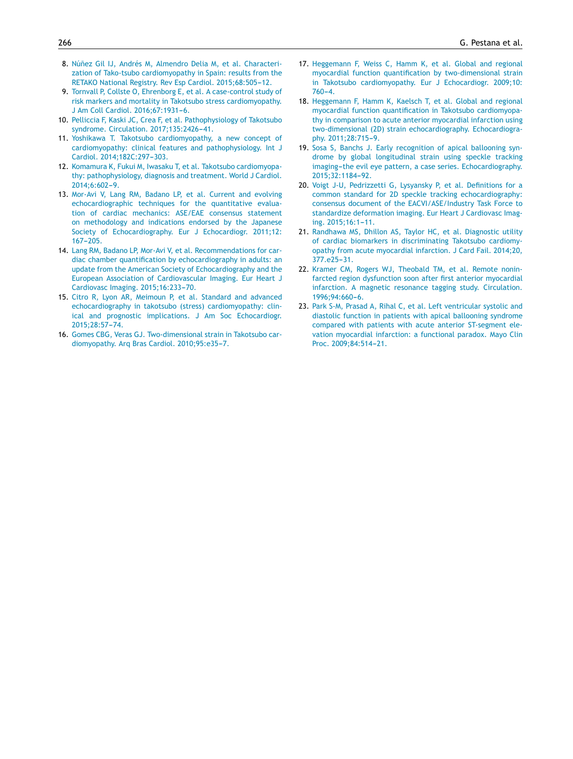8. Núñez Gil IJ, Andrés M, Almendro Delia M, et al. Characterization of Tako-tsubo cardiomyopathy in Spain: results from the RETAKO National Registry. Rev Esp Cardiol. 2015;68:505–12.
9. Tornvall P, Collste O, Ehrenborg E, et al. A case-control study of risk markers and mortality in Takotsubo stress cardiomyopathy. J Am Coll Cardiol. 2016;67:1931–6.
10. Pelliccia F, Kaski JC, Crea F, et al. Pathophysiology of Takotsubo syndrome. Circulation. 2017;135:2426–41.
11. Yoshikawa T. Takotsubo cardiomyopathy, a new concept of cardiomyopathy: clinical features and pathophysiology. Int J Cardiol. 2014;182C:297–303.
12. Komamura K, Fukui M, Iwasaku T, et al. Takotsubo cardiomyopathy: pathophysiology, diagnosis and treatment. World J Cardiol. 2014;6:602–9.
13. Mor-Avi V, Lang RM, Badano LP, et al. Current and evolving echocardiographic techniques for the quantitative evaluation of cardiac mechanics: ASE/EAE consensus statement on methodology and indications endorsed by the Japanese Society of Echocardiography. Eur J Echocardiogr. 2011;12:167–205.
14. Lang RM, Badano LP, Mor-Avi V, et al. Recommendations for cardiac chamber quantification by echocardiography in adults: an update from the American Society of Echocardiography and the European Association of Cardiovascular Imaging. Eur Heart J Cardiovasc Imaging. 2015;16:233–70.
15. Citro R, Lyon AR, Meimoun P, et al. Standard and advanced echocardiography in takotsubo (stress) cardiomyopathy: clinical and prognostic implications. J Am Soc Echocardiogr. 2015;28:57–74.
16. Gomes CBG, Veras GJ. Two-dimensional strain in Takotsubo cardiomyopathy. Arq Bras Cardiol. 2010;95:e35–7.
17. Heggemann F, Weiss C, Hamm K, et al. Global and regional myocardial function quantification by two-dimensional strain in Takotsubo cardiomyopathy. Eur J Echocardiogr. 2009;10:760–4.
18. Heggemann F, Hamm K, Kaelsch T, et al. Global and regional myocardial function quantification in Takotsubo cardiomyopathy in comparison to acute anterior myocardial infarction using two-dimensional (2D) strain echocardiography. Echocardiography. 2011;28:715–9.
19. Sosa S, Banchs J. Early recognition of apical ballooning syndrome by global longitudinal strain using speckle tracking imaging–the evil eye pattern, a case series. Echocardiography. 2015;32:1184–92.
20. Voigt J-U, Pedrizzetti G, Lysyansky P, et al. Definitions for a common standard for 2D speckle tracking echocardiography: consensus document of the EACVI/ASE/Industry Task Force to standardize deformation imaging. Eur Heart J Cardiovasc Imaging. 2015;16:1–11.
21. Randhawa MS, Dhillon AS, Taylor HC, et al. Diagnostic utility of cardiac biomarkers in discriminating Takotsubo cardiomyopathy from acute myocardial infarction. J Card Fail. 2014;20, 377.e25–31.
22. Kramer CM, Rogers WJ, Theobald TM, et al. Remote noninfarcted region dysfunction soon after first anterior myocardial infarction. A magnetic resonance tagging study. Circulation. 1996;94:660–6.
23. Park S-M, Prasad A, Rihal C, et al. Left ventricular systolic and diastolic function in patients with apical ballooning syndrome compared with patients with acute anterior ST-segment elevation myocardial infarction: a functional paradox. Mayo Clin Proc. 2009;84:514–21.